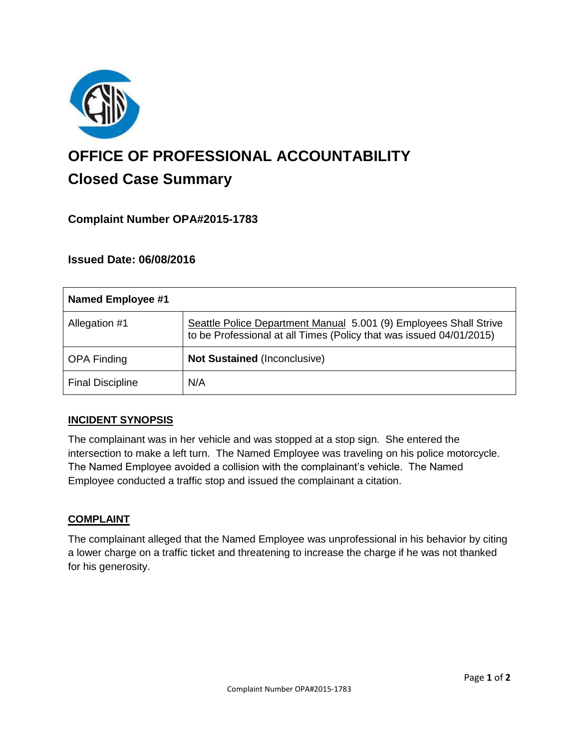# OFFICE OF PROFESSIONAL ACCOUNTABILITY

## Closed Case Summary

### Complaint Number OPA#2015-1783

### Issued Date: 06/08/2016

| Named Employee #1 | |
|---|---|
| Allegation #1 | Seattle Police Department Manual 5.001 (9) Employees Shall Strive to be Professional at all Times (Policy that was issued 04/01/2015) |
| OPA Finding | **Not Sustained** (Inconclusive) |
| Final Discipline | N/A |

### INCIDENT SYNOPSIS

The complainant was in her vehicle and was stopped at a stop sign. She entered the intersection to make a left turn. The Named Employee was traveling on his police motorcycle. The Named Employee avoided a collision with the complainant's vehicle. The Named Employee conducted a traffic stop and issued the complainant a citation.

### COMPLAINT

The complainant alleged that the Named Employee was unprofessional in his behavior by citing a lower charge on a traffic ticket and threatening to increase the charge if he was not thanked for his generosity.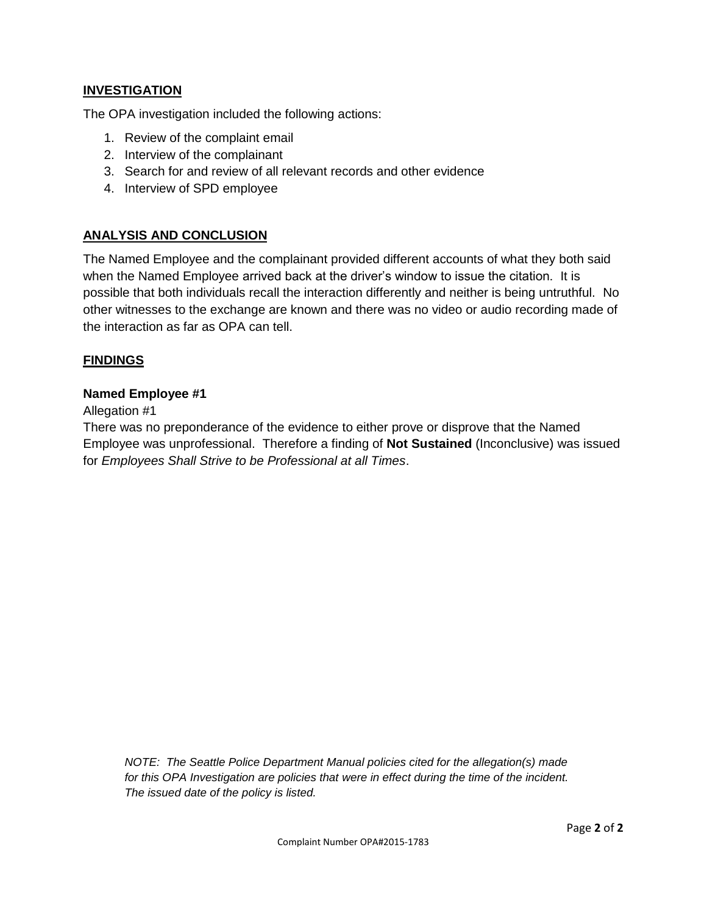## INVESTIGATION

The OPA investigation included the following actions:

1. Review of the complaint email
2. Interview of the complainant
3. Search for and review of all relevant records and other evidence
4. Interview of SPD employee

## ANALYSIS AND CONCLUSION

The Named Employee and the complainant provided different accounts of what they both said when the Named Employee arrived back at the driver's window to issue the citation. It is possible that both individuals recall the interaction differently and neither is being untruthful. No other witnesses to the exchange are known and there was no video or audio recording made of the interaction as far as OPA can tell.

## FINDINGS

### Named Employee #1

Allegation #1

There was no preponderance of the evidence to either prove or disprove that the Named Employee was unprofessional. Therefore a finding of **Not Sustained** (Inconclusive) was issued for *Employees Shall Strive to be Professional at all Times*.

*NOTE: The Seattle Police Department Manual policies cited for the allegation(s) made for this OPA Investigation are policies that were in effect during the time of the incident. The issued date of the policy is listed.*